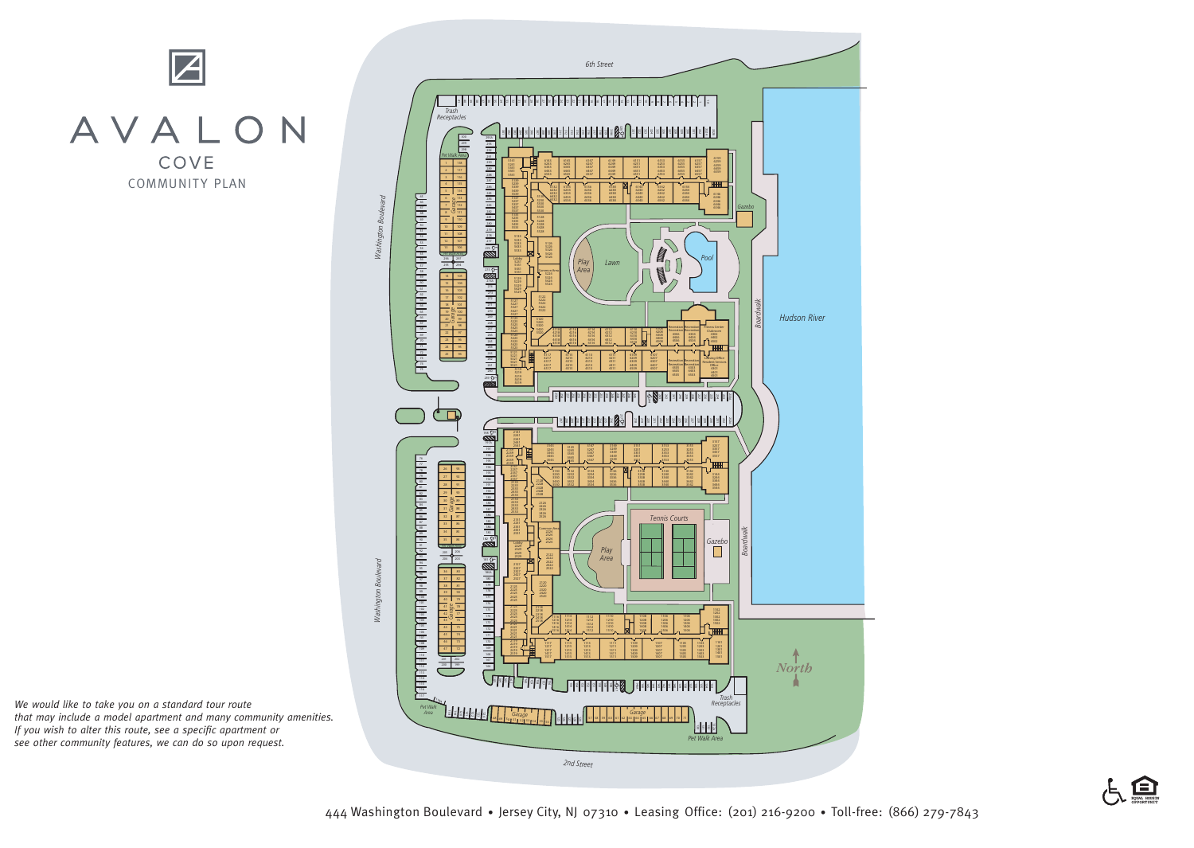# AVALON

## COVE

### COMMUNITY PLAN

*We would like to take you on a standard tour route that may include a model apartment and many community amenities. If you wish to alter this route, see a specific apartment or see other community features, we can do so upon request.*

6th Street

Washington Boulevard

Trash Receptacles

Pet Walk Area

Garage

Lobby

Play Area

Lawn

Pool

Gazebo

Boardwalk

Hudson River

Fitness Center

Clubroom

Leasing Office

Resident Services

Tennis Courts

North

2nd Street

444 Washington Boulevard • Jersey City, NJ 07310 • Leasing Office: (201) 216-9200 • Toll-free: (866) 279-7843

EQUAL HOUSING OPPORTUNITY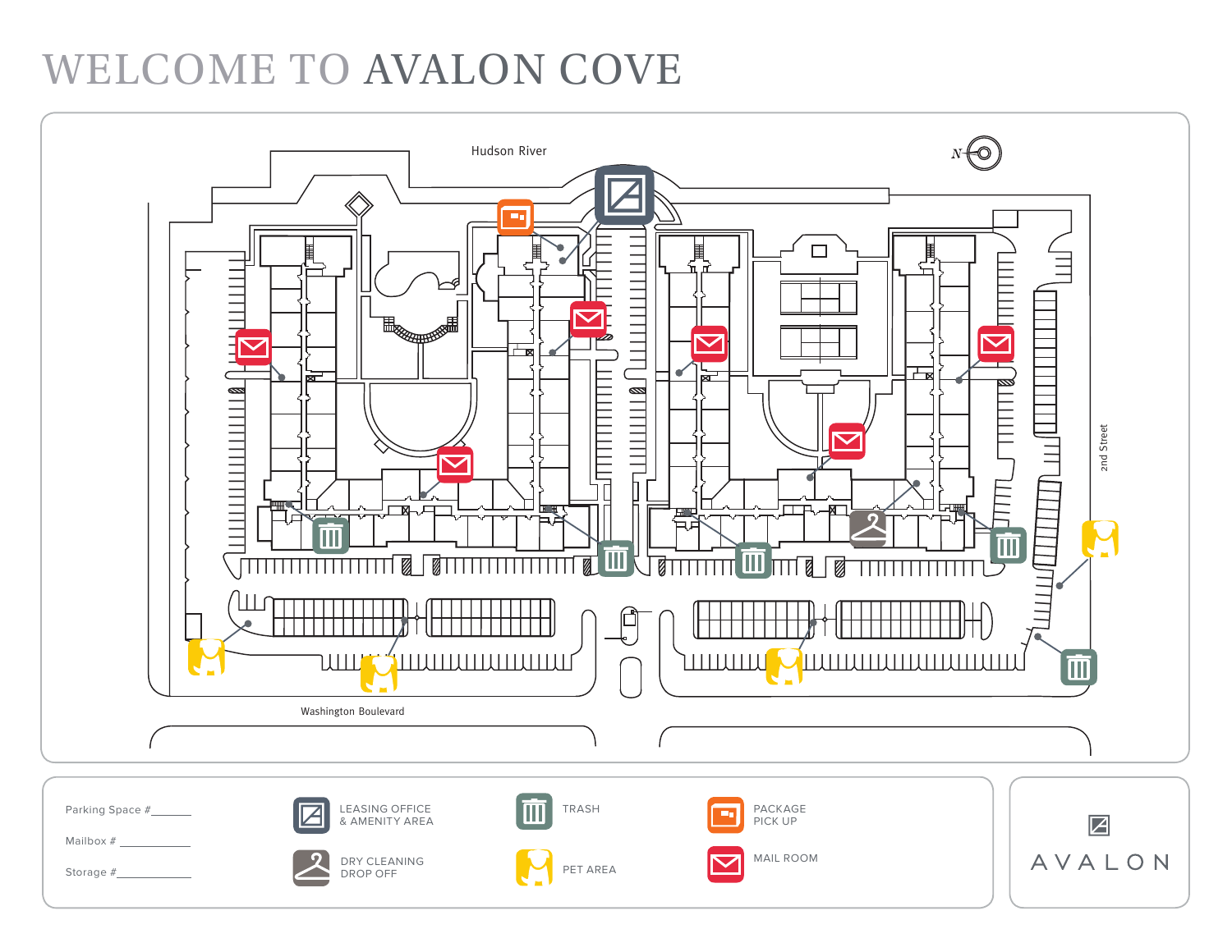# WELCOME TO AVALON COVE

Hudson River

N

2nd Street

Washington Boulevard

Parking Space #\_\_\_\_\_\_\_\_\_

Mailbox # \_\_\_\_\_\_\_\_\_\_\_

Storage #\_\_\_\_\_\_\_\_\_\_\_\_

LEASING OFFICE & AMENITY AREA

DRY CLEANING DROP OFF

TRASH

PET AREA

PACKAGE PICK UP

MAIL ROOM

AVALON